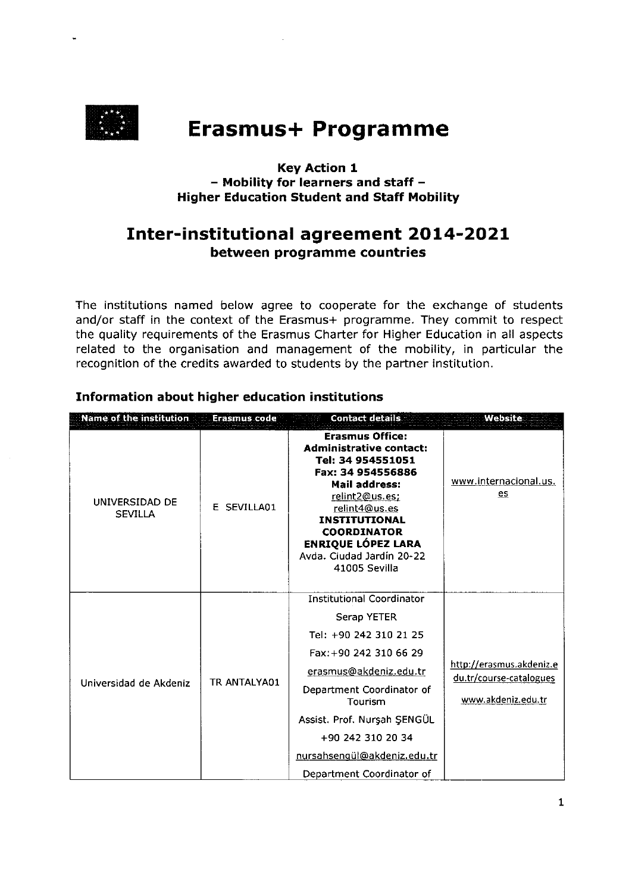# Erasmus+ Programme

### Key Action 1
### – Mobility for learners and staff –
### Higher Education Student and Staff Mobility

## Inter-institutional agreement 2014-2021
### between programme countries

The institutions named below agree to cooperate for the exchange of students and/or staff in the context of the Erasmus+ programme. They commit to respect the quality requirements of the Erasmus Charter for Higher Education in all aspects related to the organisation and management of the mobility, in particular the recognition of the credits awarded to students by the partner institution.

### Information about higher education institutions

| Name of the institution | Erasmus code | Contact details | Website |
|---|---|---|---|
| UNIVERSIDAD DE SEVILLA | E SEVILLA01 | **Erasmus Office: Administrative contact: Tel: 34 954551051 Fax: 34 954556886 Mail address:** relint2@us.es; relint4@us.es **INSTITUTIONAL COORDINATOR ENRIQUE LÓPEZ LARA** Avda. Ciudad Jardín 20-22 41005 Sevilla | www.internacional.us.es |
| Universidad de Akdeniz | TR ANTALYA01 | Institutional Coordinator Serap YETER Tel: +90 242 310 21 25 Fax:+90 242 310 66 29 erasmus@akdeniz.edu.tr Department Coordinator of Tourism Assist. Prof. Nurşah ŞENGÜL +90 242 310 20 34 nursahsengül@akdeniz.edu.tr Department Coordinator of | http://erasmus.akdeniz.edu.tr/course-catalogues www.akdeniz.edu.tr |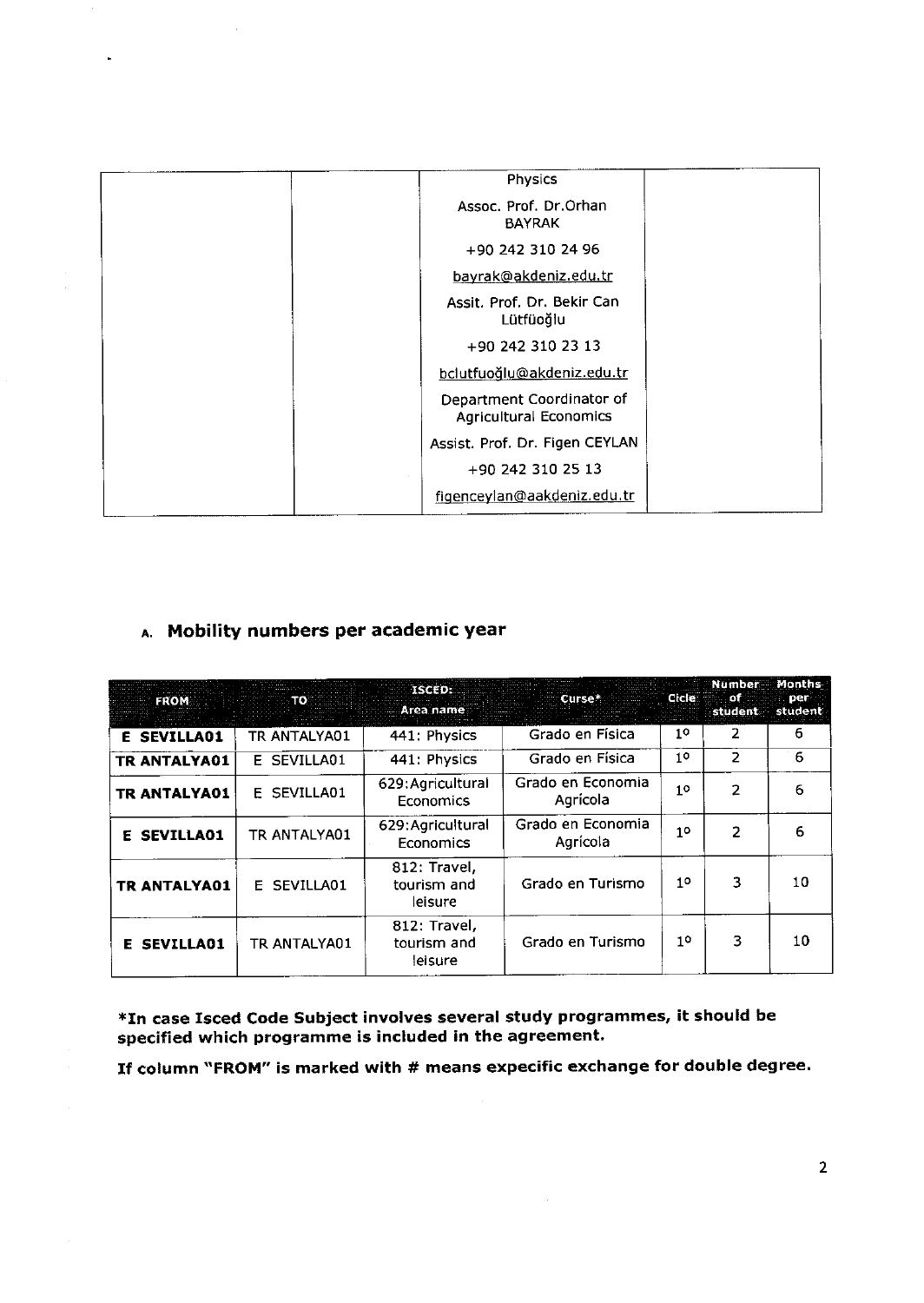| | | Physics<br>Assoc. Prof. Dr.Orhan BAYRAK<br>+90 242 310 24 96<br>bayrak@akdeniz.edu.tr<br>Assit. Prof. Dr. Bekir Can Lütfüoğlu<br>+90 242 310 23 13<br>bclutfuoğlu@akdeniz.edu.tr<br>Department Coordinator of Agricultural Economics<br>Assist. Prof. Dr. Figen CEYLAN<br>+90 242 310 25 13<br>figenceylan@aakdeniz.edu.tr | |
|---|---|---|---|

## A. Mobility numbers per academic year

| FROM | TO | ISCED: Area name | Curse* | Cicle | Number of student | Months per student |
|---|---|---|---|---|---|---|
| **E SEVILLA01** | TR ANTALYA01 | 441: Physics | Grado en Física | 1º | 2 | 6 |
| **TR ANTALYA01** | E SEVILLA01 | 441: Physics | Grado en Física | 1º | 2 | 6 |
| **TR ANTALYA01** | E SEVILLA01 | 629:Agricultural Economics | Grado en Economia Agrícola | 1º | 2 | 6 |
| **E SEVILLA01** | TR ANTALYA01 | 629:Agricultural Economics | Grado en Economia Agrícola | 1º | 2 | 6 |
| **TR ANTALYA01** | E SEVILLA01 | 812: Travel, tourism and leisure | Grado en Turismo | 1º | 3 | 10 |
| **E SEVILLA01** | TR ANTALYA01 | 812: Travel, tourism and leisure | Grado en Turismo | 1º | 3 | 10 |

**\*In case Isced Code Subject involves several study programmes, it should be specified which programme is included in the agreement.**

**If column "FROM" is marked with # means expecific exchange for double degree.**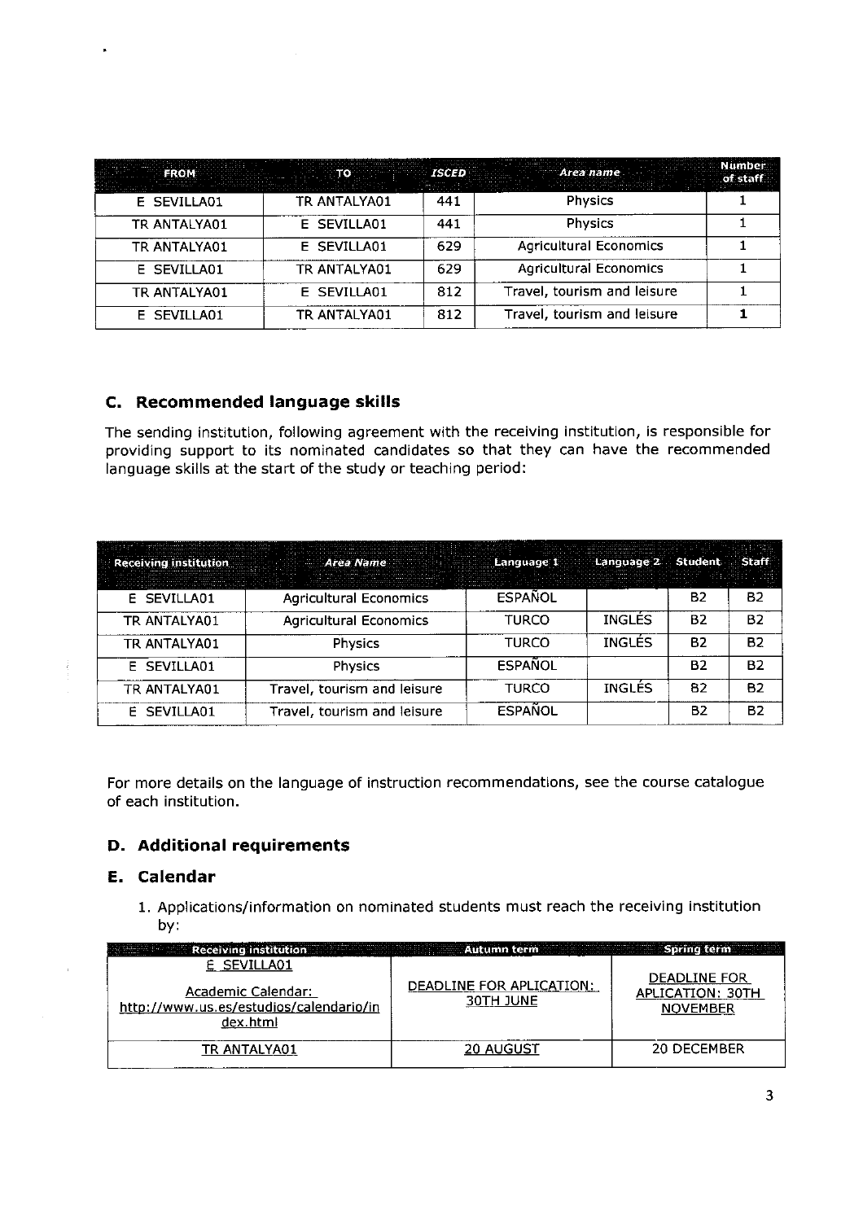| FROM | TO | ISCED | Area name | Number of staff |
|---|---|---|---|---|
| E SEVILLA01 | TR ANTALYA01 | 441 | Physics | 1 |
| TR ANTALYA01 | E SEVILLA01 | 441 | Physics | 1 |
| TR ANTALYA01 | E SEVILLA01 | 629 | Agricultural Economics | 1 |
| E SEVILLA01 | TR ANTALYA01 | 629 | Agricultural Economics | 1 |
| TR ANTALYA01 | E SEVILLA01 | 812 | Travel, tourism and leisure | 1 |
| E SEVILLA01 | TR ANTALYA01 | 812 | Travel, tourism and leisure | 1 |

### C. Recommended language skills

The sending institution, following agreement with the receiving institution, is responsible for providing support to its nominated candidates so that they can have the recommended language skills at the start of the study or teaching period:

| Receiving institution | Area Name | Language 1 | Language 2 | Student | Staff |
|---|---|---|---|---|---|
| E SEVILLA01 | Agricultural Economics | ESPAÑOL | | B2 | B2 |
| TR ANTALYA01 | Agricultural Economics | TURCO | INGLÉS | B2 | B2 |
| TR ANTALYA01 | Physics | TURCO | INGLÉS | B2 | B2 |
| E SEVILLA01 | Physics | ESPAÑOL | | B2 | B2 |
| TR ANTALYA01 | Travel, tourism and leisure | TURCO | INGLÉS | B2 | B2 |
| E SEVILLA01 | Travel, tourism and leisure | ESPAÑOL | | B2 | B2 |

For more details on the language of instruction recommendations, see the course catalogue of each institution.

### D. Additional requirements

### E. Calendar

1. Applications/information on nominated students must reach the receiving institution by:

| Receiving institution | Autumn term | Spring term |
|---|---|---|
| E SEVILLA01<br>Academic Calendar: http://www.us.es/estudios/calendario/index.html | DEADLINE FOR APLICATION: 30TH JUNE | DEADLINE FOR APLICATION: 30TH NOVEMBER |
| TR ANTALYA01 | 20 AUGUST | 20 DECEMBER |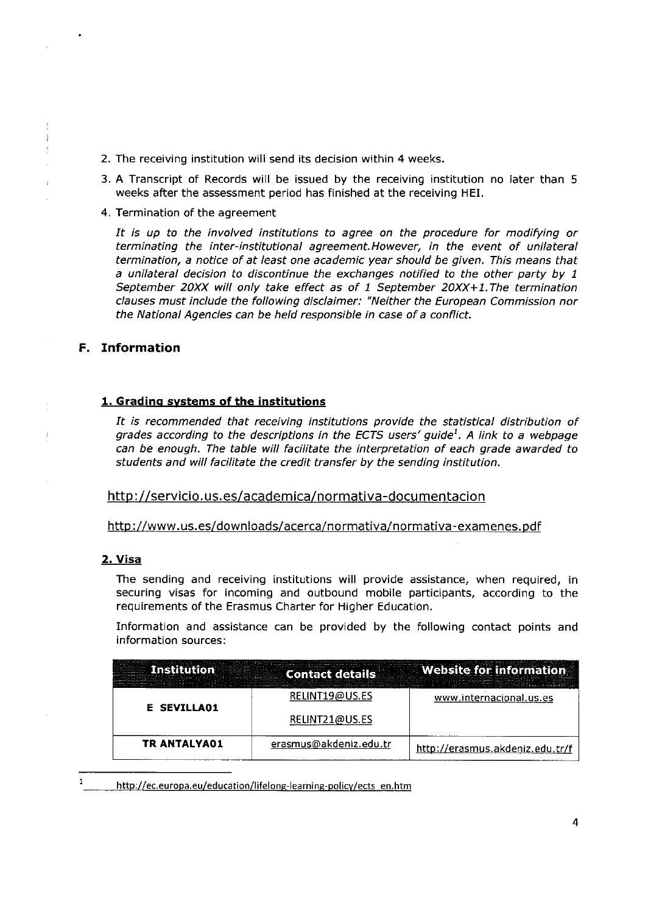2. The receiving institution will send its decision within 4 weeks.
3. A Transcript of Records will be issued by the receiving institution no later than 5 weeks after the assessment period has finished at the receiving HEI.
4. Termination of the agreement

   *It is up to the involved institutions to agree on the procedure for modifying or terminating the inter-institutional agreement.However, in the event of unilateral termination, a notice of at least one academic year should be given. This means that a unilateral decision to discontinue the exchanges notified to the other party by 1 September 20XX will only take effect as of 1 September 20XX+1.The termination clauses must include the following disclaimer: "Neither the European Commission nor the National Agencies can be held responsible in case of a conflict.*

## F. Information

### 1. Grading systems of the institutions

*It is recommended that receiving institutions provide the statistical distribution of grades according to the descriptions in the ECTS users' guide[1]. A link to a webpage can be enough. The table will facilitate the interpretation of each grade awarded to students and will facilitate the credit transfer by the sending institution.*

http://servicio.us.es/academica/normativa-documentacion

http://www.us.es/downloads/acerca/normativa/normativa-examenes.pdf

### 2. Visa

The sending and receiving institutions will provide assistance, when required, in securing visas for incoming and outbound mobile participants, according to the requirements of the Erasmus Charter for Higher Education.

Information and assistance can be provided by the following contact points and information sources:

| Institution | Contact details | Website for information |
|---|---|---|
| E SEVILLA01 | RELINT19@US.ES<br>RELINT21@US.ES | www.internacional.us.es |
| TR ANTALYA01 | erasmus@akdeniz.edu.tr | http://erasmus.akdeniz.edu.tr/f |

[1] http://ec.europa.eu/education/lifelong-learning-policy/ects_en.htm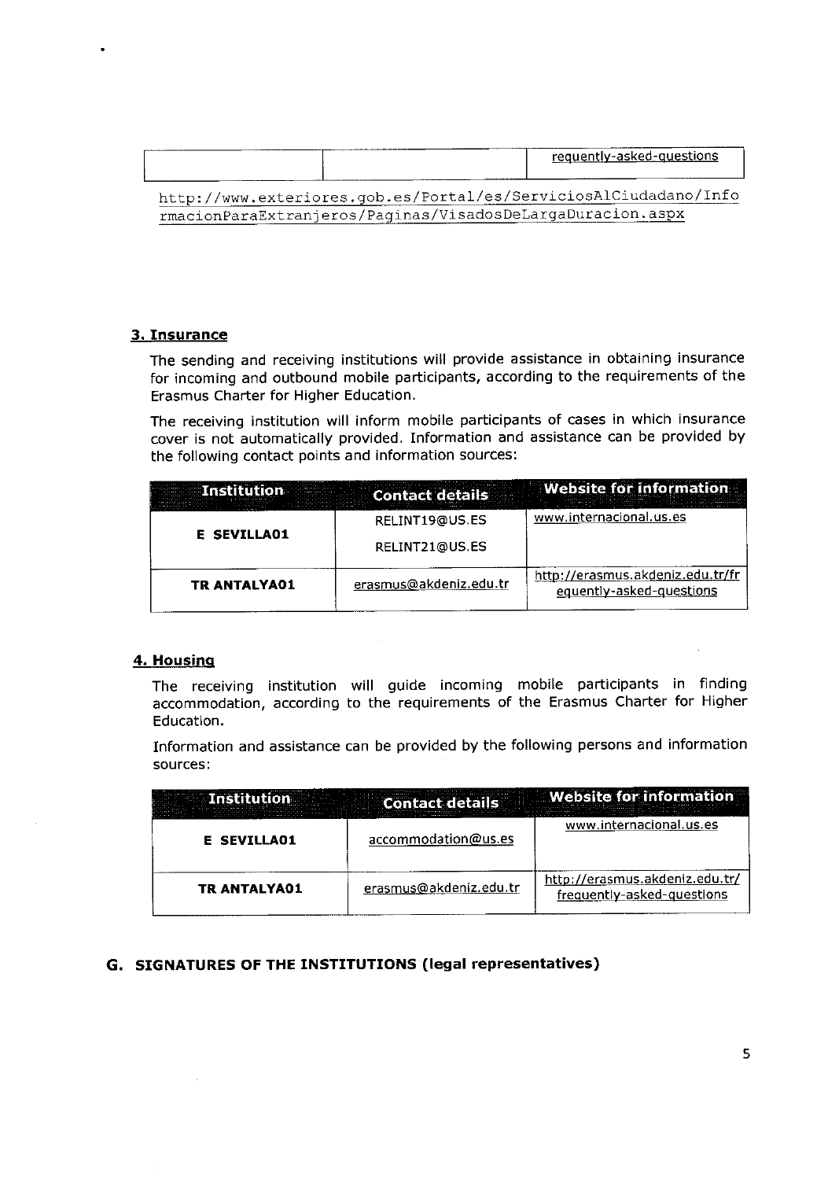| | | requently-asked-questions |
|---|---|---|

http://www.exteriores.gob.es/Portal/es/ServiciosAlCiudadano/InformacionParaExtranjeros/Paginas/VisadosDeLargaDuracion.aspx

### 3. Insurance

The sending and receiving institutions will provide assistance in obtaining insurance for incoming and outbound mobile participants, according to the requirements of the Erasmus Charter for Higher Education.

The receiving institution will inform mobile participants of cases in which insurance cover is not automatically provided. Information and assistance can be provided by the following contact points and information sources:

| Institution | Contact details | Website for information |
|---|---|---|
| **E SEVILLA01** | RELINT19@US.ES<br>RELINT21@US.ES | www.internacional.us.es |
| **TR ANTALYA01** | erasmus@akdeniz.edu.tr | http://erasmus.akdeniz.edu.tr/frequently-asked-questions |

### 4. Housing

The receiving institution will guide incoming mobile participants in finding accommodation, according to the requirements of the Erasmus Charter for Higher Education.

Information and assistance can be provided by the following persons and information sources:

| Institution | Contact details | Website for information |
|---|---|---|
| **E SEVILLA01** | accommodation@us.es | www.internacional.us.es |
| **TR ANTALYA01** | erasmus@akdeniz.edu.tr | http://erasmus.akdeniz.edu.tr/frequently-asked-questions |

## G. SIGNATURES OF THE INSTITUTIONS (legal representatives)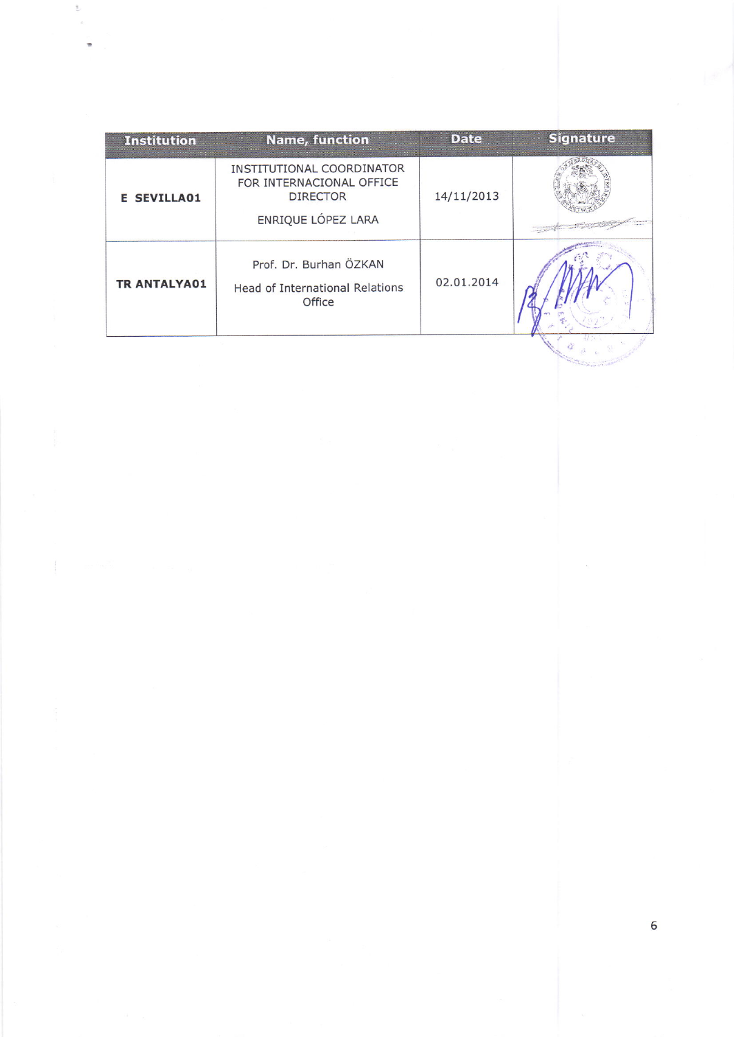| Institution | Name, function | Date | Signature |
|---|---|---|---|
| **E SEVILLA01** | INSTITUTIONAL COORDINATOR FOR INTERNACIONAL OFFICE DIRECTOR<br><br>ENRIQUE LÓPEZ LARA | 14/11/2013 | |
| **TR ANTALYA01** | Prof. Dr. Burhan ÖZKAN<br><br>Head of International Relations Office | 02.01.2014 | |